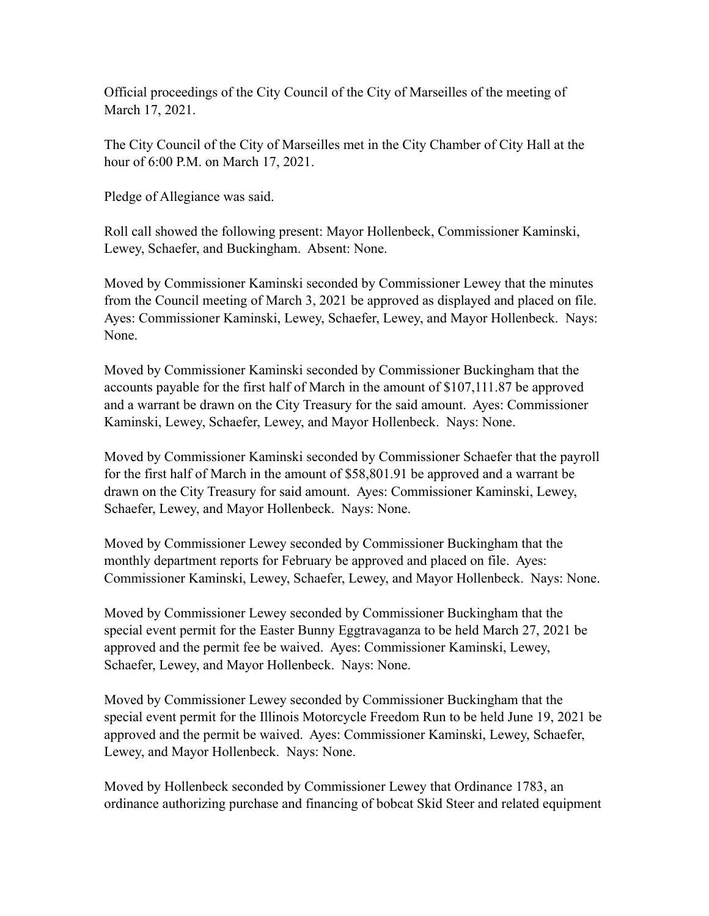Official proceedings of the City Council of the City of Marseilles of the meeting of March 17, 2021.

The City Council of the City of Marseilles met in the City Chamber of City Hall at the hour of 6:00 P.M. on March 17, 2021.

Pledge of Allegiance was said.

Roll call showed the following present: Mayor Hollenbeck, Commissioner Kaminski, Lewey, Schaefer, and Buckingham. Absent: None.

Moved by Commissioner Kaminski seconded by Commissioner Lewey that the minutes from the Council meeting of March 3, 2021 be approved as displayed and placed on file. Ayes: Commissioner Kaminski, Lewey, Schaefer, Lewey, and Mayor Hollenbeck. Nays: None.

Moved by Commissioner Kaminski seconded by Commissioner Buckingham that the accounts payable for the first half of March in the amount of $107,111.87 be approved and a warrant be drawn on the City Treasury for the said amount. Ayes: Commissioner Kaminski, Lewey, Schaefer, Lewey, and Mayor Hollenbeck. Nays: None.

Moved by Commissioner Kaminski seconded by Commissioner Schaefer that the payroll for the first half of March in the amount of $58,801.91 be approved and a warrant be drawn on the City Treasury for said amount. Ayes: Commissioner Kaminski, Lewey, Schaefer, Lewey, and Mayor Hollenbeck. Nays: None.

Moved by Commissioner Lewey seconded by Commissioner Buckingham that the monthly department reports for February be approved and placed on file. Ayes: Commissioner Kaminski, Lewey, Schaefer, Lewey, and Mayor Hollenbeck. Nays: None.

Moved by Commissioner Lewey seconded by Commissioner Buckingham that the special event permit for the Easter Bunny Eggtravaganza to be held March 27, 2021 be approved and the permit fee be waived. Ayes: Commissioner Kaminski, Lewey, Schaefer, Lewey, and Mayor Hollenbeck. Nays: None.

Moved by Commissioner Lewey seconded by Commissioner Buckingham that the special event permit for the Illinois Motorcycle Freedom Run to be held June 19, 2021 be approved and the permit be waived. Ayes: Commissioner Kaminski, Lewey, Schaefer, Lewey, and Mayor Hollenbeck. Nays: None.

Moved by Hollenbeck seconded by Commissioner Lewey that Ordinance 1783, an ordinance authorizing purchase and financing of bobcat Skid Steer and related equipment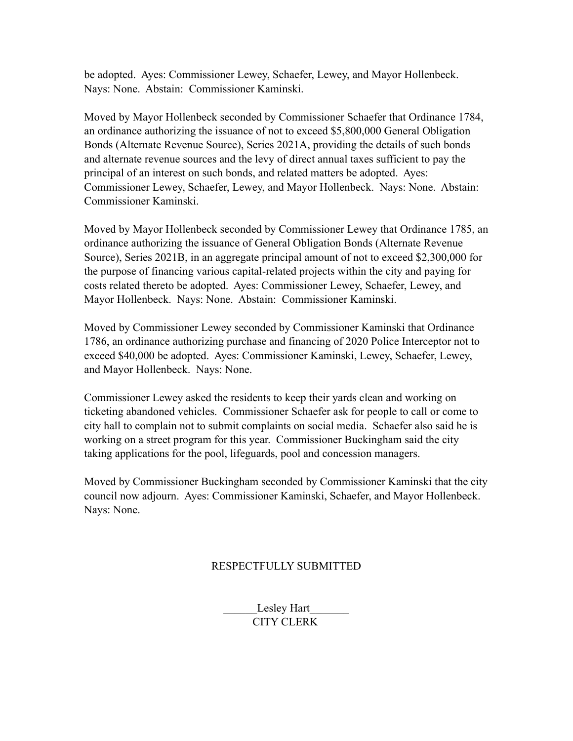be adopted. Ayes: Commissioner Lewey, Schaefer, Lewey, and Mayor Hollenbeck. Nays: None. Abstain: Commissioner Kaminski.

Moved by Mayor Hollenbeck seconded by Commissioner Schaefer that Ordinance 1784, an ordinance authorizing the issuance of not to exceed $5,800,000 General Obligation Bonds (Alternate Revenue Source), Series 2021A, providing the details of such bonds and alternate revenue sources and the levy of direct annual taxes sufficient to pay the principal of an interest on such bonds, and related matters be adopted. Ayes: Commissioner Lewey, Schaefer, Lewey, and Mayor Hollenbeck. Nays: None. Abstain: Commissioner Kaminski.

Moved by Mayor Hollenbeck seconded by Commissioner Lewey that Ordinance 1785, an ordinance authorizing the issuance of General Obligation Bonds (Alternate Revenue Source), Series 2021B, in an aggregate principal amount of not to exceed $2,300,000 for the purpose of financing various capital-related projects within the city and paying for costs related thereto be adopted. Ayes: Commissioner Lewey, Schaefer, Lewey, and Mayor Hollenbeck. Nays: None. Abstain: Commissioner Kaminski.

Moved by Commissioner Lewey seconded by Commissioner Kaminski that Ordinance 1786, an ordinance authorizing purchase and financing of 2020 Police Interceptor not to exceed $40,000 be adopted. Ayes: Commissioner Kaminski, Lewey, Schaefer, Lewey, and Mayor Hollenbeck. Nays: None.

Commissioner Lewey asked the residents to keep their yards clean and working on ticketing abandoned vehicles. Commissioner Schaefer ask for people to call or come to city hall to complain not to submit complaints on social media. Schaefer also said he is working on a street program for this year. Commissioner Buckingham said the city taking applications for the pool, lifeguards, pool and concession managers.

Moved by Commissioner Buckingham seconded by Commissioner Kaminski that the city council now adjourn. Ayes: Commissioner Kaminski, Schaefer, and Mayor Hollenbeck. Nays: None.

RESPECTFULLY SUBMITTED

______Lesley Hart_______
CITY CLERK